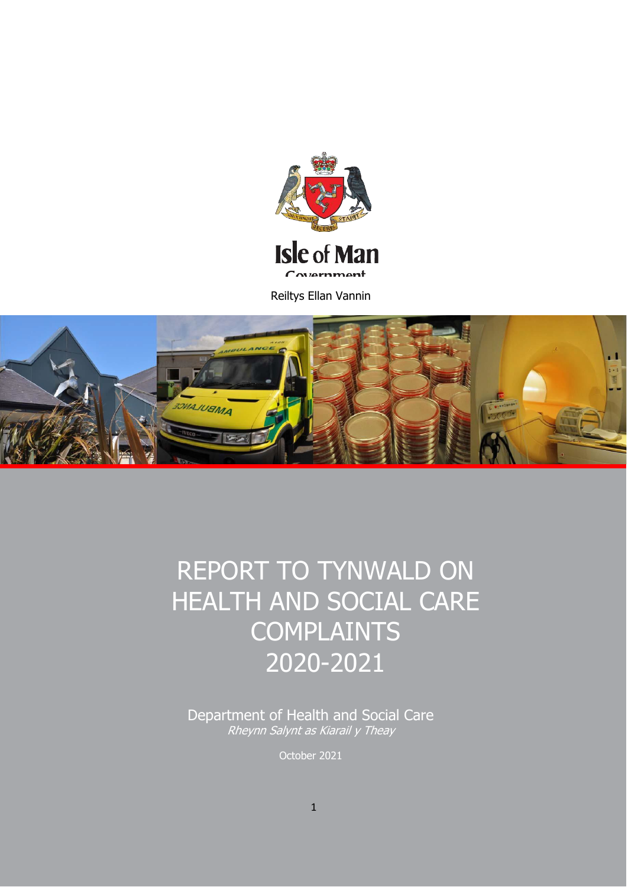Isle of Man Government

Reiltys Ellan Vannin

# REPORT TO TYNWALD ON HEALTH AND SOCIAL CARE COMPLAINTS 2020-2021

Department of Health and Social Care

*Rheynn Salynt as Kiarail y Theay*

October 2021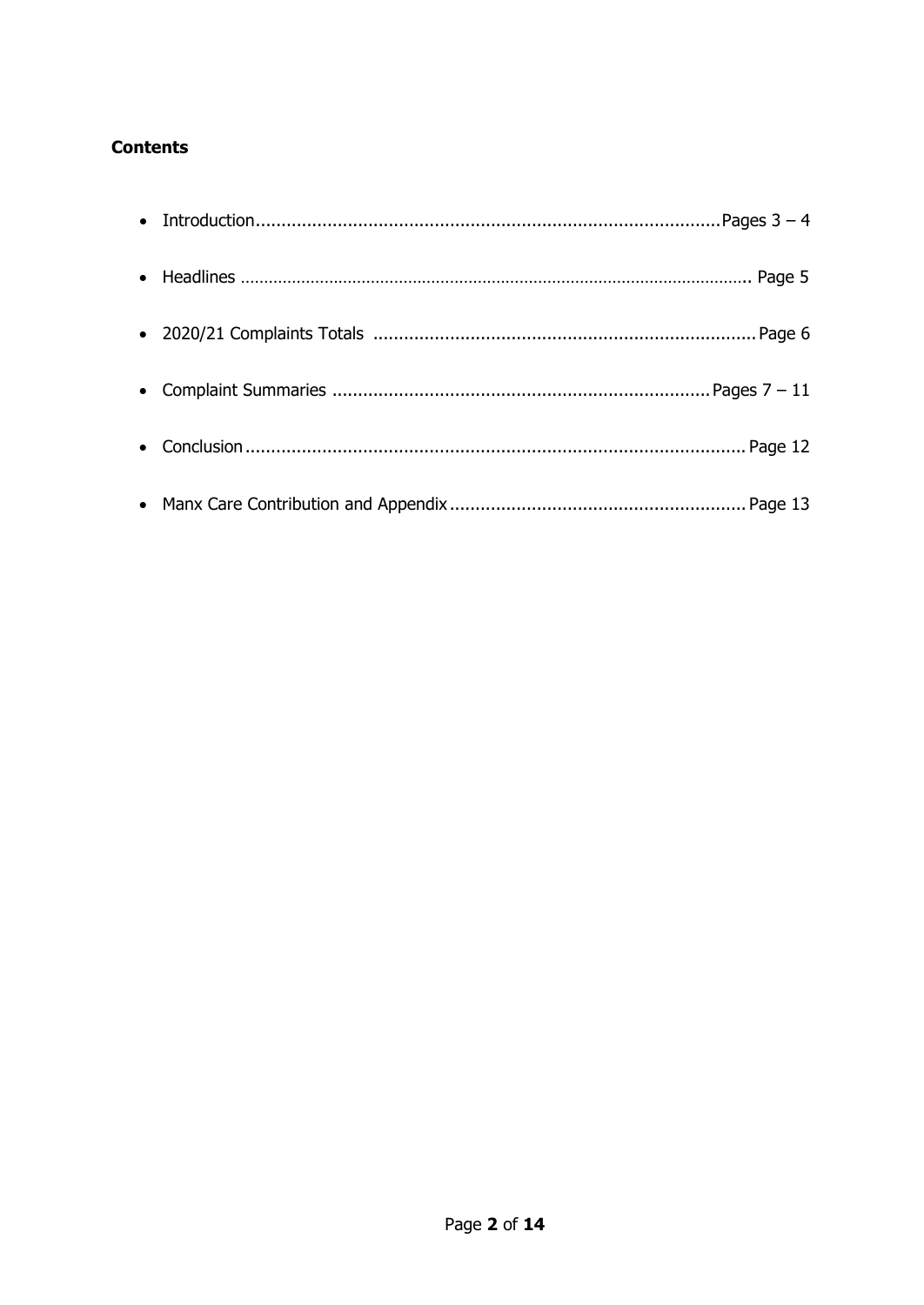**Contents**

- Introduction.......................................................................................Pages 3 – 4
- Headlines ........................................................................................... Page 5
- 2020/21 Complaints Totals ........................................................................ Page 6
- Complaint Summaries ........................................................................ Pages 7 – 11
- Conclusion ........................................................................................ Page 12
- Manx Care Contribution and Appendix ........................................................ Page 13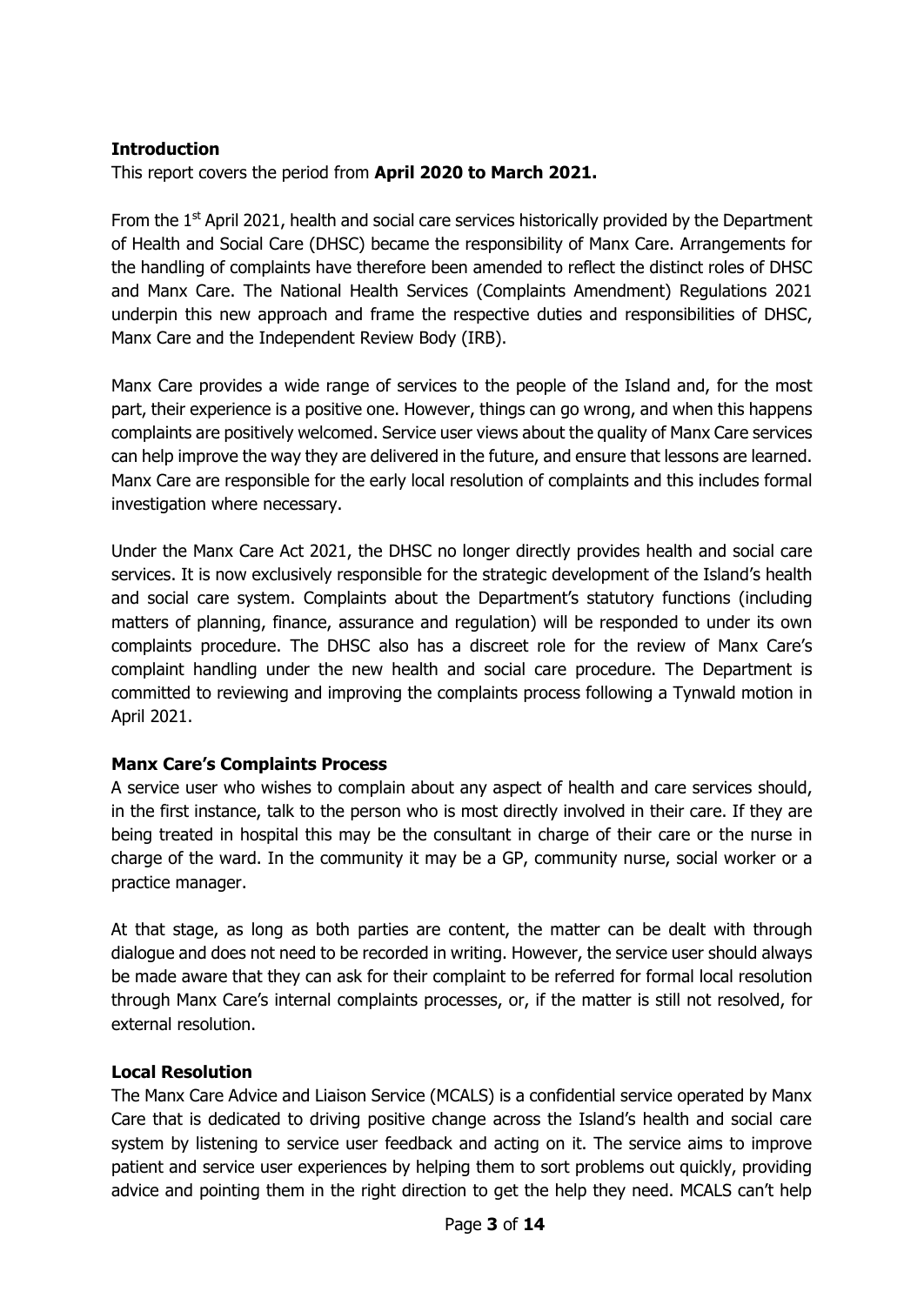**Introduction**

This report covers the period from **April 2020 to March 2021.**

From the 1st April 2021, health and social care services historically provided by the Department of Health and Social Care (DHSC) became the responsibility of Manx Care. Arrangements for the handling of complaints have therefore been amended to reflect the distinct roles of DHSC and Manx Care. The National Health Services (Complaints Amendment) Regulations 2021 underpin this new approach and frame the respective duties and responsibilities of DHSC, Manx Care and the Independent Review Body (IRB).

Manx Care provides a wide range of services to the people of the Island and, for the most part, their experience is a positive one. However, things can go wrong, and when this happens complaints are positively welcomed. Service user views about the quality of Manx Care services can help improve the way they are delivered in the future, and ensure that lessons are learned. Manx Care are responsible for the early local resolution of complaints and this includes formal investigation where necessary.

Under the Manx Care Act 2021, the DHSC no longer directly provides health and social care services. It is now exclusively responsible for the strategic development of the Island's health and social care system. Complaints about the Department's statutory functions (including matters of planning, finance, assurance and regulation) will be responded to under its own complaints procedure. The DHSC also has a discreet role for the review of Manx Care's complaint handling under the new health and social care procedure. The Department is committed to reviewing and improving the complaints process following a Tynwald motion in April 2021.

**Manx Care's Complaints Process**

A service user who wishes to complain about any aspect of health and care services should, in the first instance, talk to the person who is most directly involved in their care. If they are being treated in hospital this may be the consultant in charge of their care or the nurse in charge of the ward. In the community it may be a GP, community nurse, social worker or a practice manager.

At that stage, as long as both parties are content, the matter can be dealt with through dialogue and does not need to be recorded in writing. However, the service user should always be made aware that they can ask for their complaint to be referred for formal local resolution through Manx Care's internal complaints processes, or, if the matter is still not resolved, for external resolution.

**Local Resolution**

The Manx Care Advice and Liaison Service (MCALS) is a confidential service operated by Manx Care that is dedicated to driving positive change across the Island's health and social care system by listening to service user feedback and acting on it. The service aims to improve patient and service user experiences by helping them to sort problems out quickly, providing advice and pointing them in the right direction to get the help they need. MCALS can't help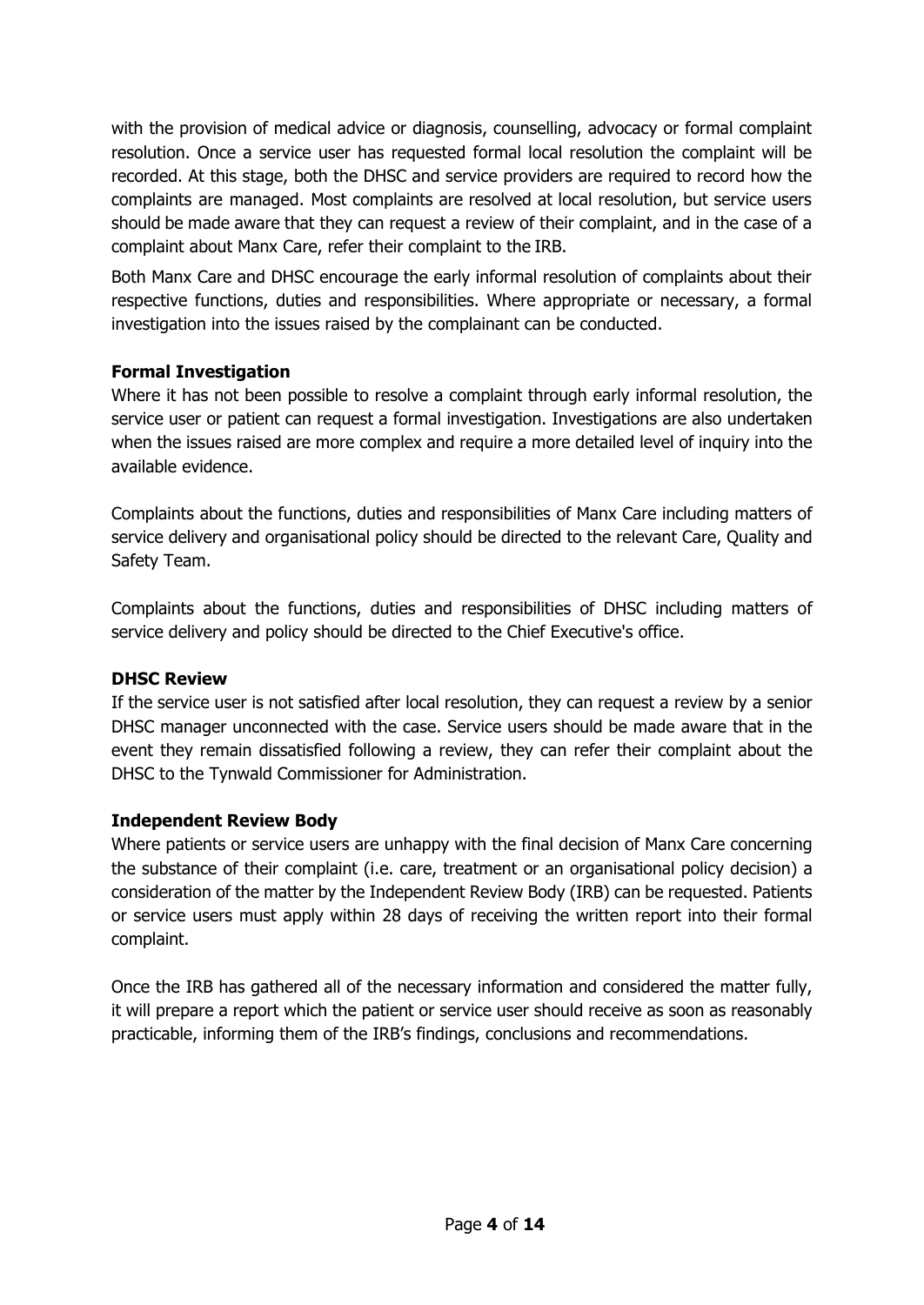with the provision of medical advice or diagnosis, counselling, advocacy or formal complaint resolution. Once a service user has requested formal local resolution the complaint will be recorded. At this stage, both the DHSC and service providers are required to record how the complaints are managed. Most complaints are resolved at local resolution, but service users should be made aware that they can request a review of their complaint, and in the case of a complaint about Manx Care, refer their complaint to the IRB.

Both Manx Care and DHSC encourage the early informal resolution of complaints about their respective functions, duties and responsibilities. Where appropriate or necessary, a formal investigation into the issues raised by the complainant can be conducted.

**Formal Investigation**

Where it has not been possible to resolve a complaint through early informal resolution, the service user or patient can request a formal investigation. Investigations are also undertaken when the issues raised are more complex and require a more detailed level of inquiry into the available evidence.

Complaints about the functions, duties and responsibilities of Manx Care including matters of service delivery and organisational policy should be directed to the relevant Care, Quality and Safety Team.

Complaints about the functions, duties and responsibilities of DHSC including matters of service delivery and policy should be directed to the Chief Executive's office.

**DHSC Review**

If the service user is not satisfied after local resolution, they can request a review by a senior DHSC manager unconnected with the case. Service users should be made aware that in the event they remain dissatisfied following a review, they can refer their complaint about the DHSC to the Tynwald Commissioner for Administration.

**Independent Review Body**

Where patients or service users are unhappy with the final decision of Manx Care concerning the substance of their complaint (i.e. care, treatment or an organisational policy decision) a consideration of the matter by the Independent Review Body (IRB) can be requested. Patients or service users must apply within 28 days of receiving the written report into their formal complaint.

Once the IRB has gathered all of the necessary information and considered the matter fully, it will prepare a report which the patient or service user should receive as soon as reasonably practicable, informing them of the IRB's findings, conclusions and recommendations.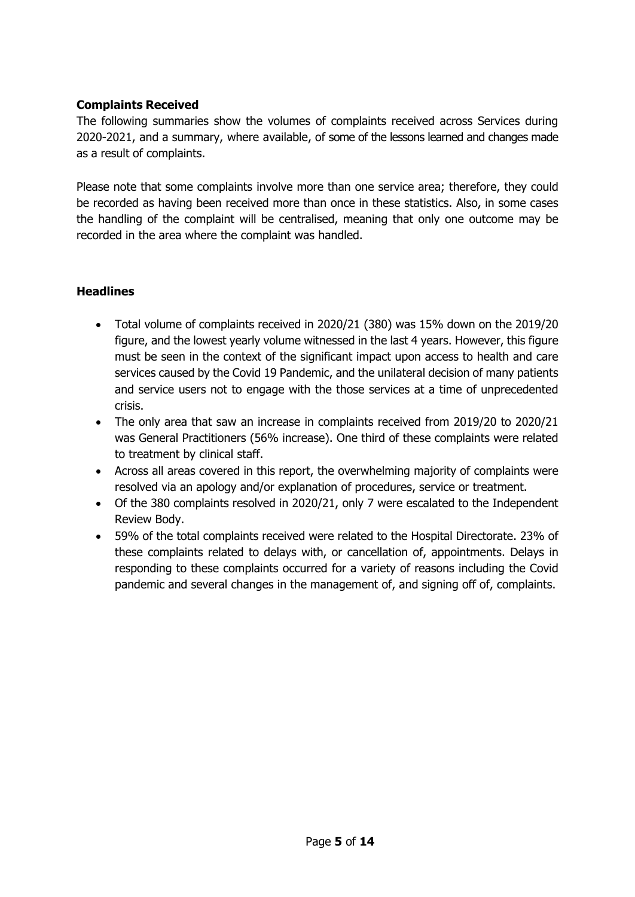## Complaints Received

The following summaries show the volumes of complaints received across Services during 2020-2021, and a summary, where available, of some of the lessons learned and changes made as a result of complaints.

Please note that some complaints involve more than one service area; therefore, they could be recorded as having been received more than once in these statistics. Also, in some cases the handling of the complaint will be centralised, meaning that only one outcome may be recorded in the area where the complaint was handled.

## Headlines

- Total volume of complaints received in 2020/21 (380) was 15% down on the 2019/20 figure, and the lowest yearly volume witnessed in the last 4 years. However, this figure must be seen in the context of the significant impact upon access to health and care services caused by the Covid 19 Pandemic, and the unilateral decision of many patients and service users not to engage with the those services at a time of unprecedented crisis.
- The only area that saw an increase in complaints received from 2019/20 to 2020/21 was General Practitioners (56% increase). One third of these complaints were related to treatment by clinical staff.
- Across all areas covered in this report, the overwhelming majority of complaints were resolved via an apology and/or explanation of procedures, service or treatment.
- Of the 380 complaints resolved in 2020/21, only 7 were escalated to the Independent Review Body.
- 59% of the total complaints received were related to the Hospital Directorate. 23% of these complaints related to delays with, or cancellation of, appointments. Delays in responding to these complaints occurred for a variety of reasons including the Covid pandemic and several changes in the management of, and signing off of, complaints.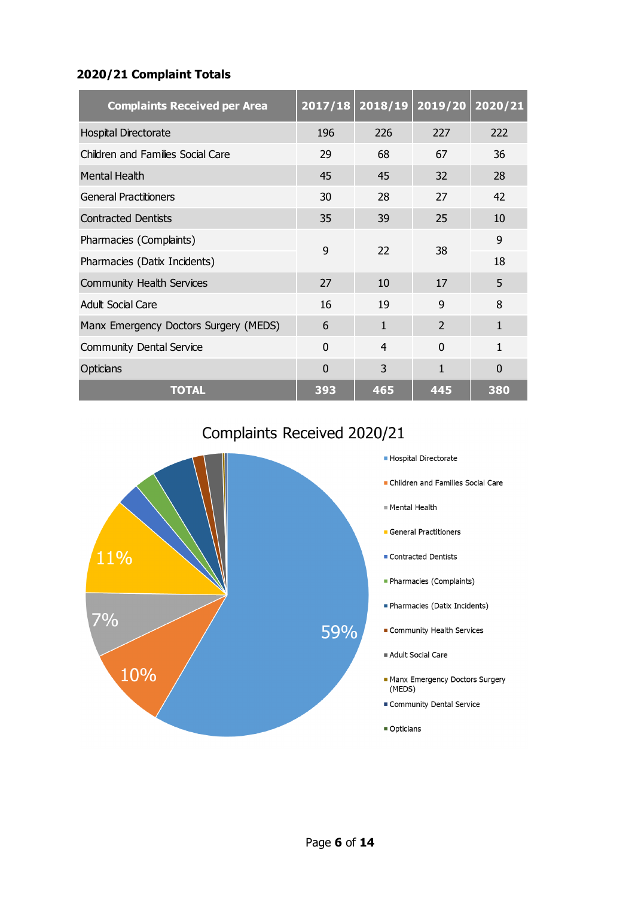**2020/21 Complaint Totals**

| Complaints Received per Area | 2017/18 | 2018/19 | 2019/20 | 2020/21 |
|---|---|---|---|---|
| Hospital Directorate | 196 | 226 | 227 | 222 |
| Children and Families Social Care | 29 | 68 | 67 | 36 |
| Mental Health | 45 | 45 | 32 | 28 |
| General Practitioners | 30 | 28 | 27 | 42 |
| Contracted Dentists | 35 | 39 | 25 | 10 |
| Pharmacies (Complaints) | 9 | 22 | 38 | 9 |
| Pharmacies (Datix Incidents) | | | | 18 |
| Community Health Services | 27 | 10 | 17 | 5 |
| Adult Social Care | 16 | 19 | 9 | 8 |
| Manx Emergency Doctors Surgery (MEDS) | 6 | 1 | 2 | 1 |
| Community Dental Service | 0 | 4 | 0 | 1 |
| Opticians | 0 | 3 | 1 | 0 |
| **TOTAL** | **393** | **465** | **445** | **380** |

Complaints Received 2020/21

- Hospital Directorate: 59%
- Children and Families Social Care: 10%
- Mental Health: 7%
- General Practitioners: 11%
- Contracted Dentists
- Pharmacies (Complaints)
- Pharmacies (Datix Incidents)
- Community Health Services
- Adult Social Care
- Manx Emergency Doctors Surgery (MEDS)
- Community Dental Service
- Opticians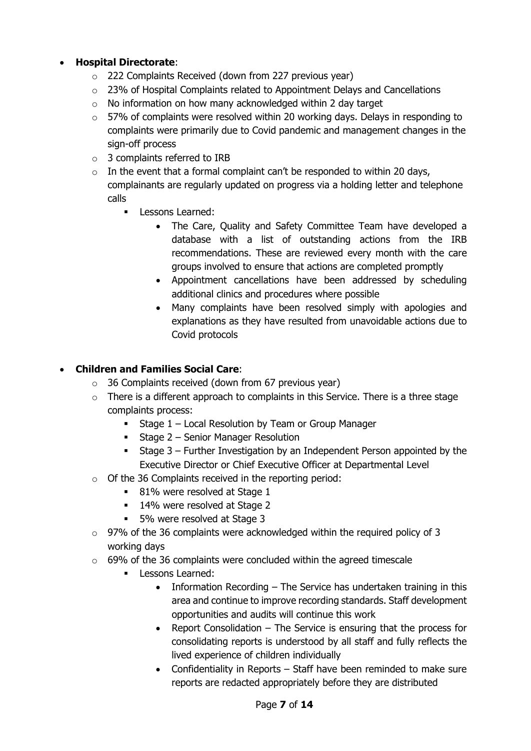- **Hospital Directorate**:
  - 222 Complaints Received (down from 227 previous year)
  - 23% of Hospital Complaints related to Appointment Delays and Cancellations
  - No information on how many acknowledged within 2 day target
  - 57% of complaints were resolved within 20 working days. Delays in responding to complaints were primarily due to Covid pandemic and management changes in the sign-off process
  - 3 complaints referred to IRB
  - In the event that a formal complaint can't be responded to within 20 days, complainants are regularly updated on progress via a holding letter and telephone calls
    - Lessons Learned:
      - The Care, Quality and Safety Committee Team have developed a database with a list of outstanding actions from the IRB recommendations. These are reviewed every month with the care groups involved to ensure that actions are completed promptly
      - Appointment cancellations have been addressed by scheduling additional clinics and procedures where possible
      - Many complaints have been resolved simply with apologies and explanations as they have resulted from unavoidable actions due to Covid protocols

- **Children and Families Social Care**:
  - 36 Complaints received (down from 67 previous year)
  - There is a different approach to complaints in this Service. There is a three stage complaints process:
    - Stage 1 – Local Resolution by Team or Group Manager
    - Stage 2 – Senior Manager Resolution
    - Stage 3 – Further Investigation by an Independent Person appointed by the Executive Director or Chief Executive Officer at Departmental Level
  - Of the 36 Complaints received in the reporting period:
    - 81% were resolved at Stage 1
    - 14% were resolved at Stage 2
    - 5% were resolved at Stage 3
  - 97% of the 36 complaints were acknowledged within the required policy of 3 working days
  - 69% of the 36 complaints were concluded within the agreed timescale
    - Lessons Learned:
      - Information Recording – The Service has undertaken training in this area and continue to improve recording standards. Staff development opportunities and audits will continue this work
      - Report Consolidation – The Service is ensuring that the process for consolidating reports is understood by all staff and fully reflects the lived experience of children individually
      - Confidentiality in Reports – Staff have been reminded to make sure reports are redacted appropriately before they are distributed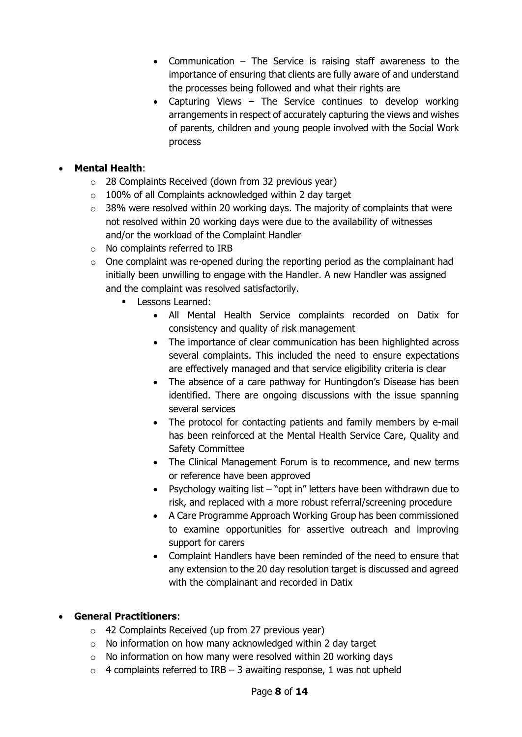- Communication – The Service is raising staff awareness to the importance of ensuring that clients are fully aware of and understand the processes being followed and what their rights are
    - Capturing Views – The Service continues to develop working arrangements in respect of accurately capturing the views and wishes of parents, children and young people involved with the Social Work process

- **Mental Health**:
  - 28 Complaints Received (down from 32 previous year)
  - 100% of all Complaints acknowledged within 2 day target
  - 38% were resolved within 20 working days. The majority of complaints that were not resolved within 20 working days were due to the availability of witnesses and/or the workload of the Complaint Handler
  - No complaints referred to IRB
  - One complaint was re-opened during the reporting period as the complainant had initially been unwilling to engage with the Handler. A new Handler was assigned and the complaint was resolved satisfactorily.
    - Lessons Learned:
      - All Mental Health Service complaints recorded on Datix for consistency and quality of risk management
      - The importance of clear communication has been highlighted across several complaints. This included the need to ensure expectations are effectively managed and that service eligibility criteria is clear
      - The absence of a care pathway for Huntingdon's Disease has been identified. There are ongoing discussions with the issue spanning several services
      - The protocol for contacting patients and family members by e-mail has been reinforced at the Mental Health Service Care, Quality and Safety Committee
      - The Clinical Management Forum is to recommence, and new terms or reference have been approved
      - Psychology waiting list – "opt in" letters have been withdrawn due to risk, and replaced with a more robust referral/screening procedure
      - A Care Programme Approach Working Group has been commissioned to examine opportunities for assertive outreach and improving support for carers
      - Complaint Handlers have been reminded of the need to ensure that any extension to the 20 day resolution target is discussed and agreed with the complainant and recorded in Datix

- **General Practitioners**:
  - 42 Complaints Received (up from 27 previous year)
  - No information on how many acknowledged within 2 day target
  - No information on how many were resolved within 20 working days
  - 4 complaints referred to IRB – 3 awaiting response, 1 was not upheld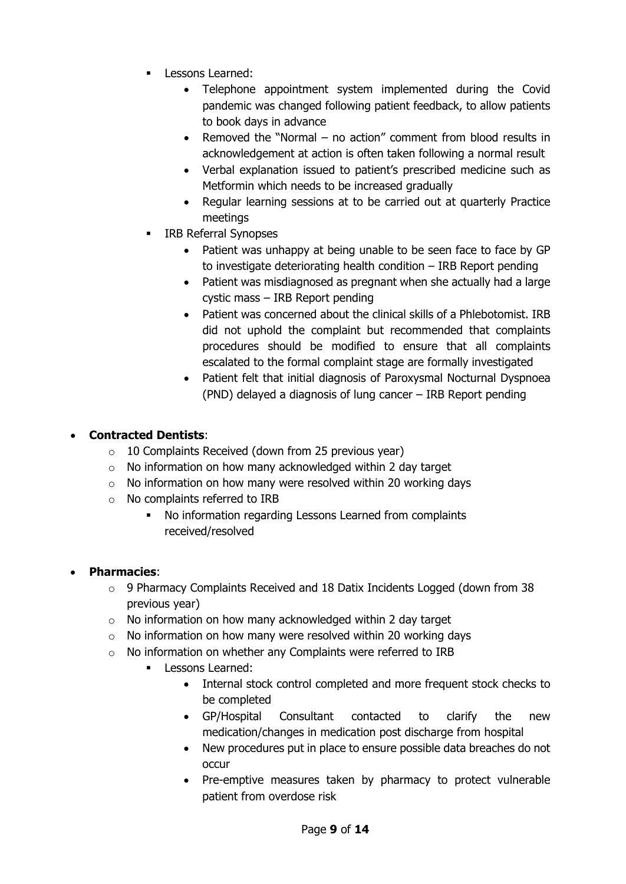- Lessons Learned:
    - Telephone appointment system implemented during the Covid pandemic was changed following patient feedback, to allow patients to book days in advance
    - Removed the "Normal – no action" comment from blood results in acknowledgement at action is often taken following a normal result
    - Verbal explanation issued to patient's prescribed medicine such as Metformin which needs to be increased gradually
    - Regular learning sessions at to be carried out at quarterly Practice meetings
- IRB Referral Synopses
    - Patient was unhappy at being unable to be seen face to face by GP to investigate deteriorating health condition – IRB Report pending
    - Patient was misdiagnosed as pregnant when she actually had a large cystic mass – IRB Report pending
    - Patient was concerned about the clinical skills of a Phlebotomist. IRB did not uphold the complaint but recommended that complaints procedures should be modified to ensure that all complaints escalated to the formal complaint stage are formally investigated
    - Patient felt that initial diagnosis of Paroxysmal Nocturnal Dyspnoea (PND) delayed a diagnosis of lung cancer – IRB Report pending

- **Contracted Dentists**:
    - 10 Complaints Received (down from 25 previous year)
    - No information on how many acknowledged within 2 day target
    - No information on how many were resolved within 20 working days
    - No complaints referred to IRB
        - No information regarding Lessons Learned from complaints received/resolved

- **Pharmacies**:
    - 9 Pharmacy Complaints Received and 18 Datix Incidents Logged (down from 38 previous year)
    - No information on how many acknowledged within 2 day target
    - No information on how many were resolved within 20 working days
    - No information on whether any Complaints were referred to IRB
        - Lessons Learned:
            - Internal stock control completed and more frequent stock checks to be completed
            - GP/Hospital Consultant contacted to clarify the new medication/changes in medication post discharge from hospital
            - New procedures put in place to ensure possible data breaches do not occur
            - Pre-emptive measures taken by pharmacy to protect vulnerable patient from overdose risk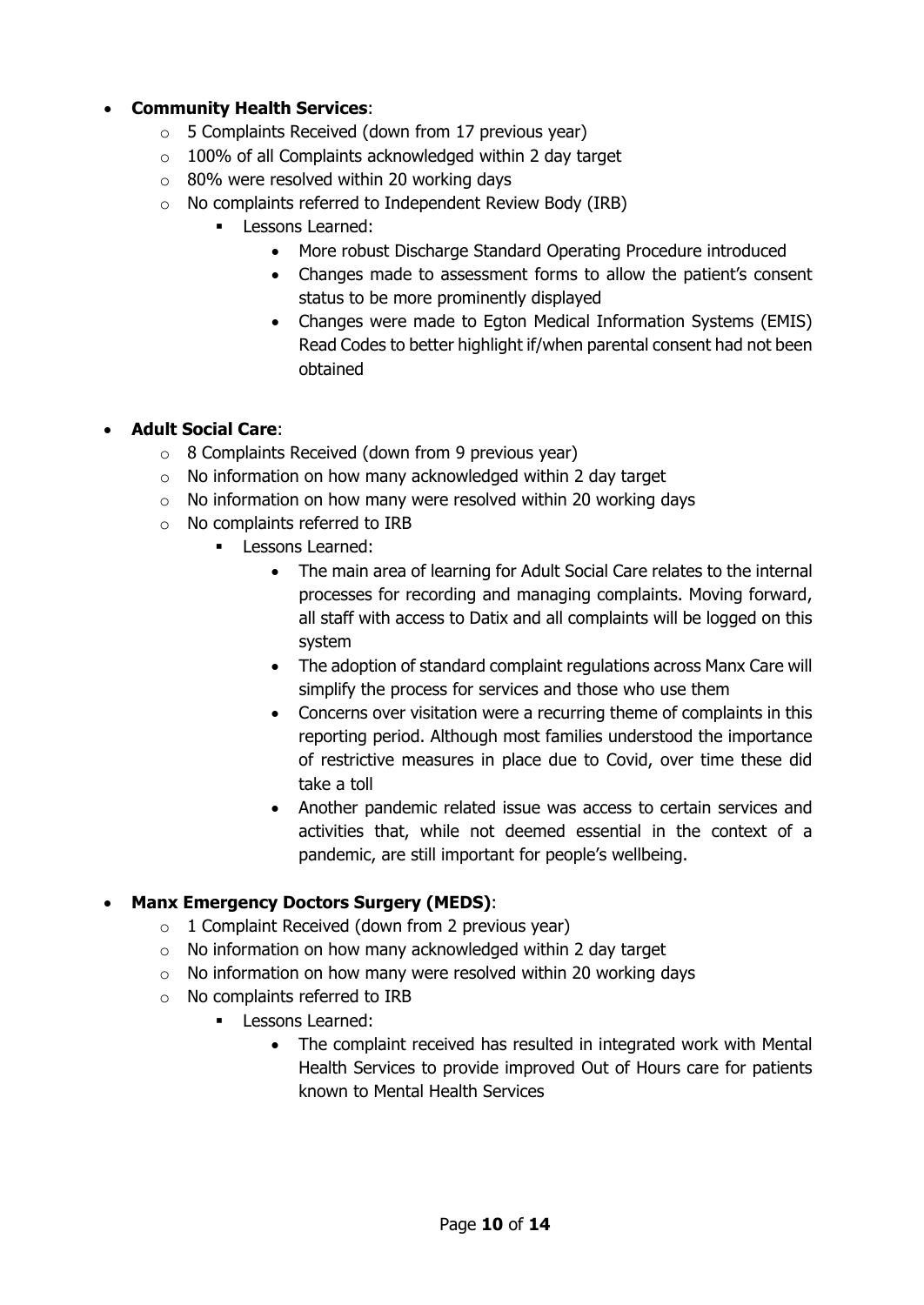- **Community Health Services**:
  - 5 Complaints Received (down from 17 previous year)
  - 100% of all Complaints acknowledged within 2 day target
  - 80% were resolved within 20 working days
  - No complaints referred to Independent Review Body (IRB)
    - Lessons Learned:
      - More robust Discharge Standard Operating Procedure introduced
      - Changes made to assessment forms to allow the patient's consent status to be more prominently displayed
      - Changes were made to Egton Medical Information Systems (EMIS) Read Codes to better highlight if/when parental consent had not been obtained

- **Adult Social Care**:
  - 8 Complaints Received (down from 9 previous year)
  - No information on how many acknowledged within 2 day target
  - No information on how many were resolved within 20 working days
  - No complaints referred to IRB
    - Lessons Learned:
      - The main area of learning for Adult Social Care relates to the internal processes for recording and managing complaints. Moving forward, all staff with access to Datix and all complaints will be logged on this system
      - The adoption of standard complaint regulations across Manx Care will simplify the process for services and those who use them
      - Concerns over visitation were a recurring theme of complaints in this reporting period. Although most families understood the importance of restrictive measures in place due to Covid, over time these did take a toll
      - Another pandemic related issue was access to certain services and activities that, while not deemed essential in the context of a pandemic, are still important for people's wellbeing.

- **Manx Emergency Doctors Surgery (MEDS)**:
  - 1 Complaint Received (down from 2 previous year)
  - No information on how many acknowledged within 2 day target
  - No information on how many were resolved within 20 working days
  - No complaints referred to IRB
    - Lessons Learned:
      - The complaint received has resulted in integrated work with Mental Health Services to provide improved Out of Hours care for patients known to Mental Health Services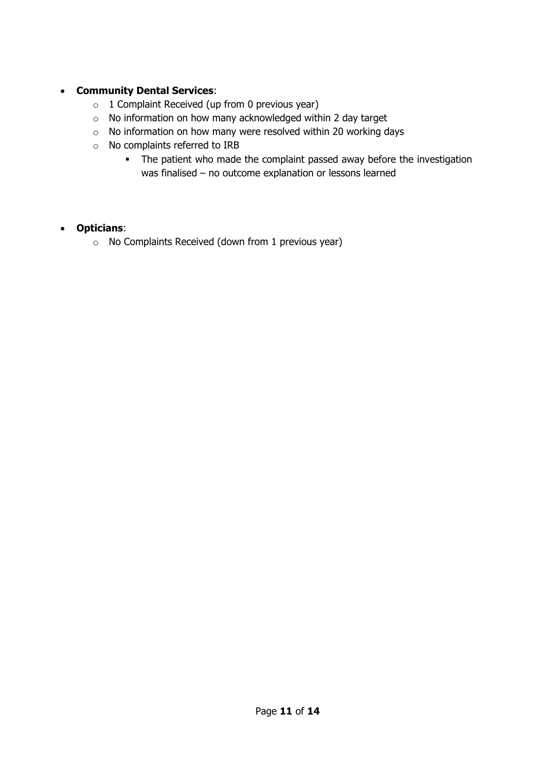- **Community Dental Services**:
  - 1 Complaint Received (up from 0 previous year)
  - No information on how many acknowledged within 2 day target
  - No information on how many were resolved within 20 working days
  - No complaints referred to IRB
    - The patient who made the complaint passed away before the investigation was finalised – no outcome explanation or lessons learned

- **Opticians**:
  - No Complaints Received (down from 1 previous year)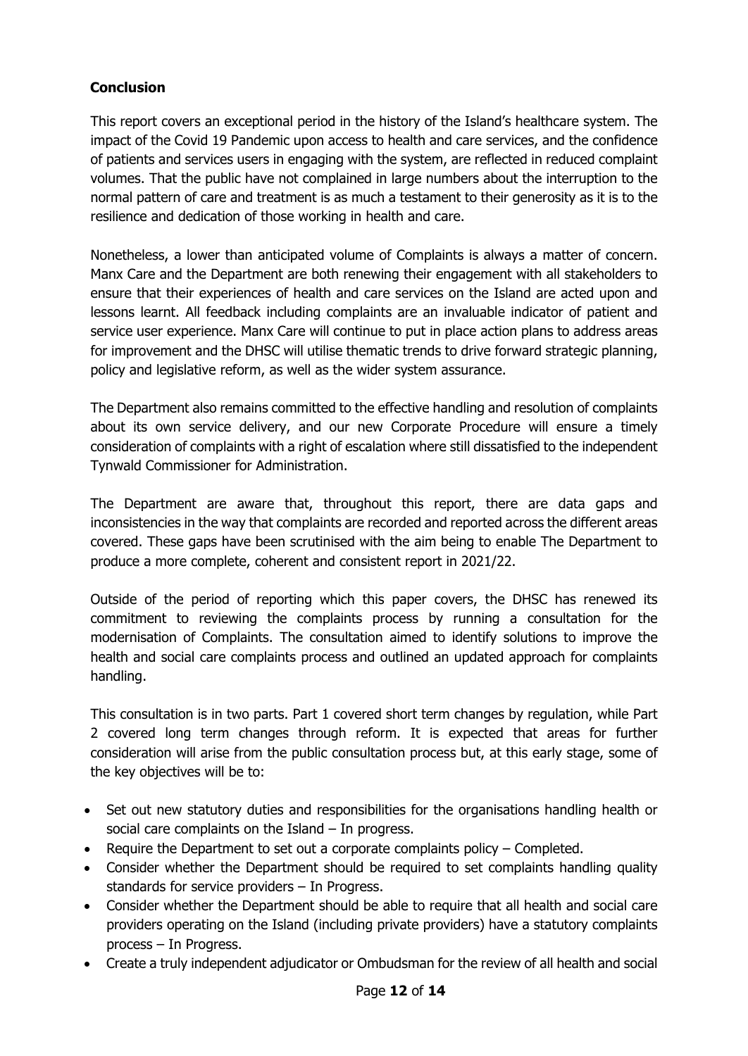**Conclusion**

This report covers an exceptional period in the history of the Island's healthcare system. The impact of the Covid 19 Pandemic upon access to health and care services, and the confidence of patients and services users in engaging with the system, are reflected in reduced complaint volumes. That the public have not complained in large numbers about the interruption to the normal pattern of care and treatment is as much a testament to their generosity as it is to the resilience and dedication of those working in health and care.

Nonetheless, a lower than anticipated volume of Complaints is always a matter of concern. Manx Care and the Department are both renewing their engagement with all stakeholders to ensure that their experiences of health and care services on the Island are acted upon and lessons learnt. All feedback including complaints are an invaluable indicator of patient and service user experience. Manx Care will continue to put in place action plans to address areas for improvement and the DHSC will utilise thematic trends to drive forward strategic planning, policy and legislative reform, as well as the wider system assurance.

The Department also remains committed to the effective handling and resolution of complaints about its own service delivery, and our new Corporate Procedure will ensure a timely consideration of complaints with a right of escalation where still dissatisfied to the independent Tynwald Commissioner for Administration.

The Department are aware that, throughout this report, there are data gaps and inconsistencies in the way that complaints are recorded and reported across the different areas covered. These gaps have been scrutinised with the aim being to enable The Department to produce a more complete, coherent and consistent report in 2021/22.

Outside of the period of reporting which this paper covers, the DHSC has renewed its commitment to reviewing the complaints process by running a consultation for the modernisation of Complaints. The consultation aimed to identify solutions to improve the health and social care complaints process and outlined an updated approach for complaints handling.

This consultation is in two parts. Part 1 covered short term changes by regulation, while Part 2 covered long term changes through reform. It is expected that areas for further consideration will arise from the public consultation process but, at this early stage, some of the key objectives will be to:

- Set out new statutory duties and responsibilities for the organisations handling health or social care complaints on the Island – In progress.
- Require the Department to set out a corporate complaints policy – Completed.
- Consider whether the Department should be required to set complaints handling quality standards for service providers – In Progress.
- Consider whether the Department should be able to require that all health and social care providers operating on the Island (including private providers) have a statutory complaints process – In Progress.
- Create a truly independent adjudicator or Ombudsman for the review of all health and social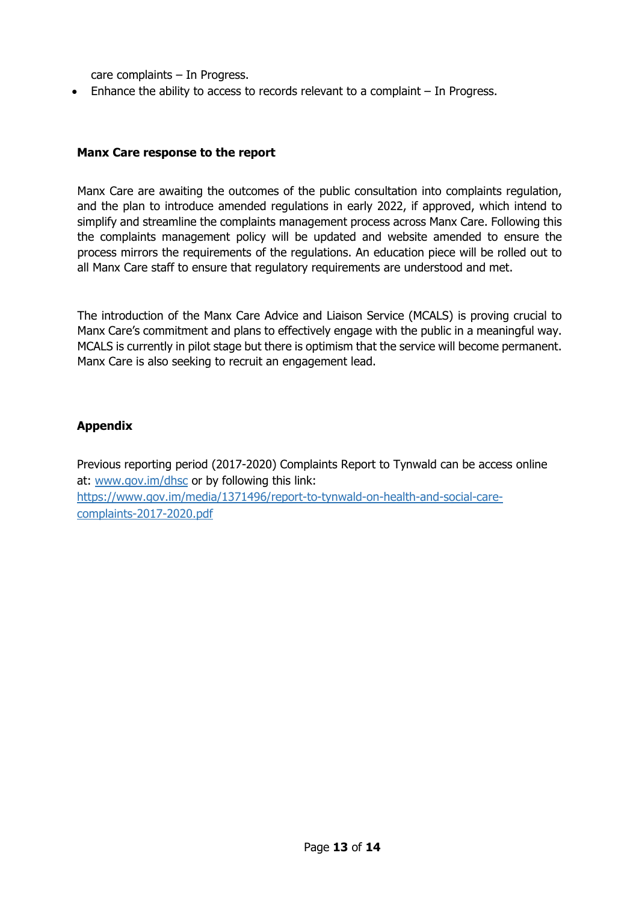care complaints – In Progress.

- Enhance the ability to access to records relevant to a complaint – In Progress.

**Manx Care response to the report**

Manx Care are awaiting the outcomes of the public consultation into complaints regulation, and the plan to introduce amended regulations in early 2022, if approved, which intend to simplify and streamline the complaints management process across Manx Care. Following this the complaints management policy will be updated and website amended to ensure the process mirrors the requirements of the regulations. An education piece will be rolled out to all Manx Care staff to ensure that regulatory requirements are understood and met.

The introduction of the Manx Care Advice and Liaison Service (MCALS) is proving crucial to Manx Care's commitment and plans to effectively engage with the public in a meaningful way. MCALS is currently in pilot stage but there is optimism that the service will become permanent. Manx Care is also seeking to recruit an engagement lead.

**Appendix**

Previous reporting period (2017-2020) Complaints Report to Tynwald can be access online at: [www.gov.im/dhsc](http://www.gov.im/dhsc) or by following this link: [https://www.gov.im/media/1371496/report-to-tynwald-on-health-and-social-care-complaints-2017-2020.pdf](https://www.gov.im/media/1371496/report-to-tynwald-on-health-and-social-care-complaints-2017-2020.pdf)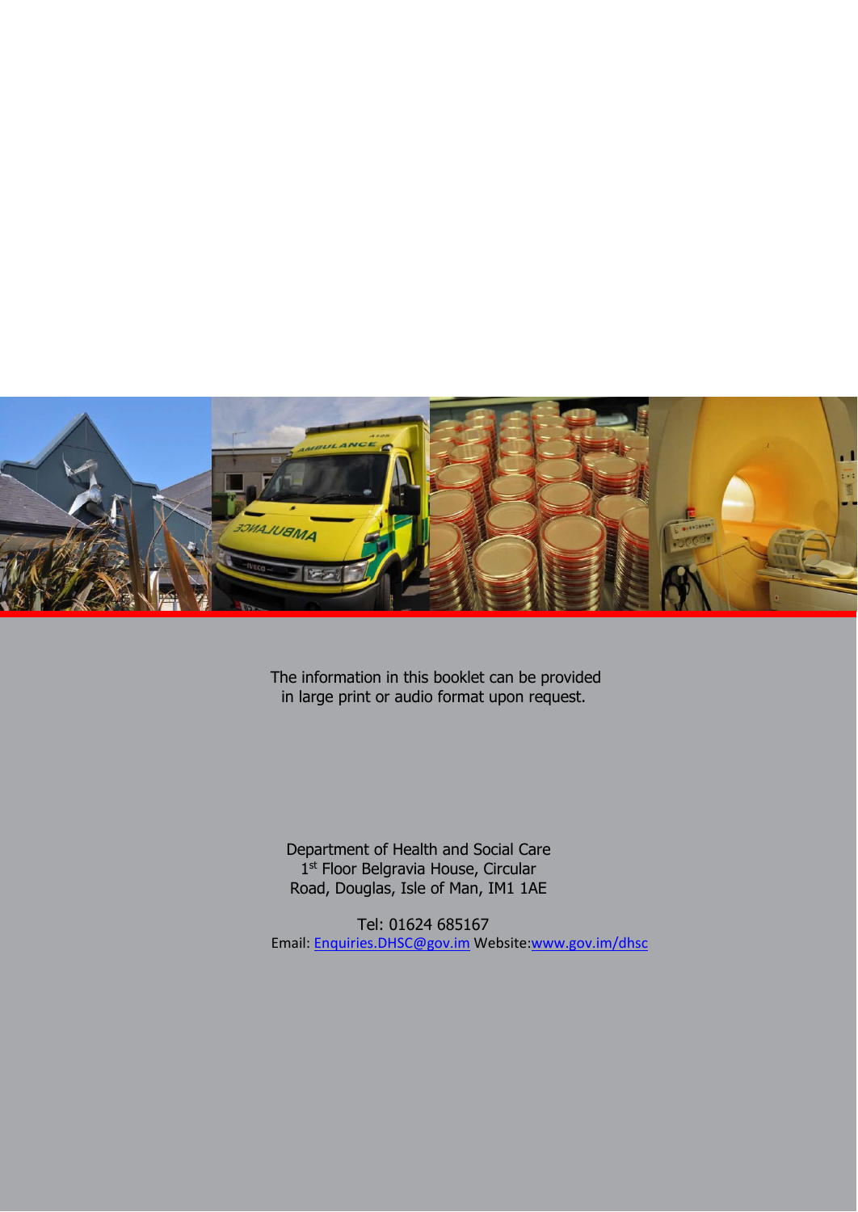The information in this booklet can be provided in large print or audio format upon request.

Department of Health and Social Care
1st Floor Belgravia House, Circular Road, Douglas, Isle of Man, IM1 1AE

Tel: 01624 685167
Email: Enquiries.DHSC@gov.im Website:www.gov.im/dhsc